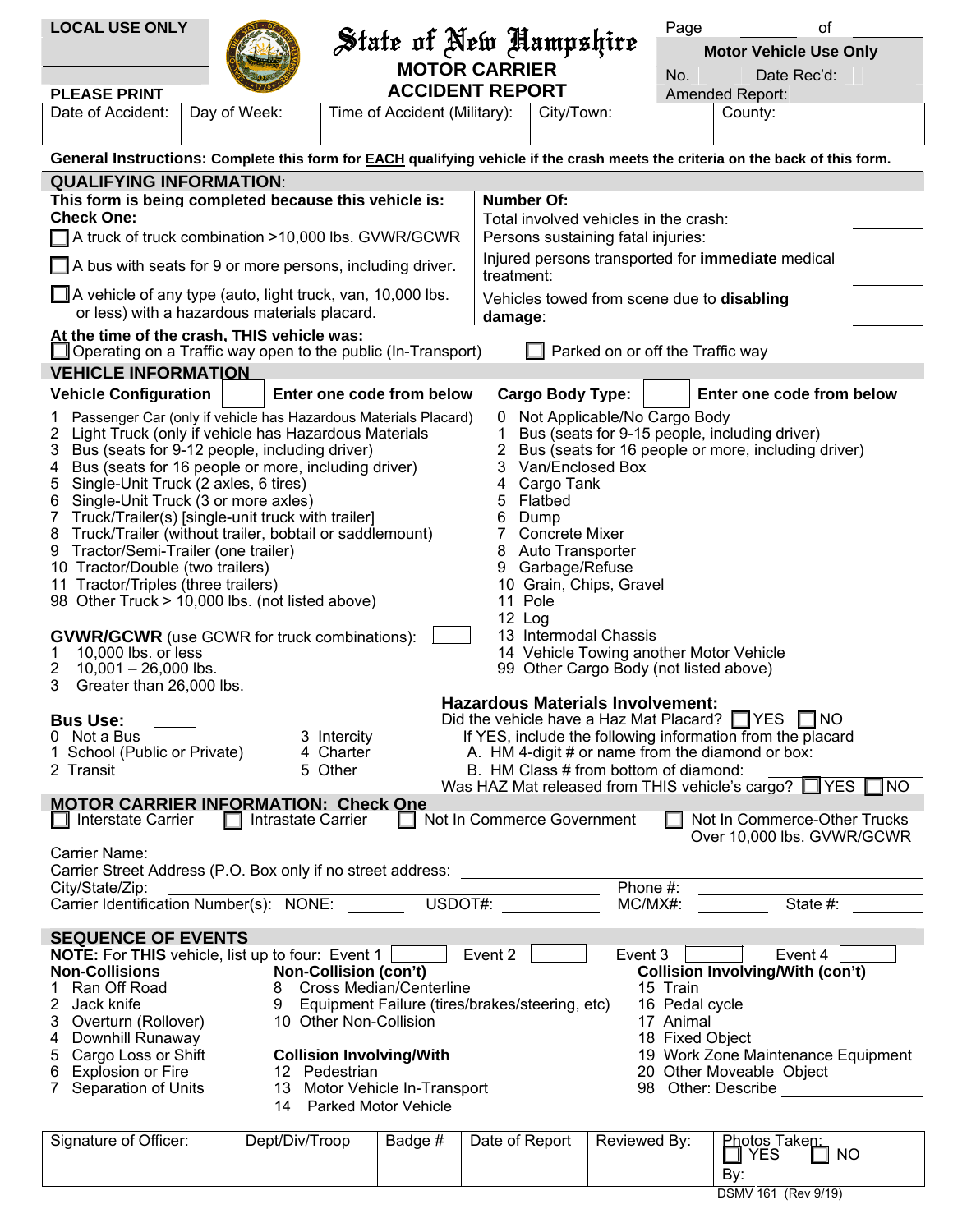**LOCAL USE ONLY**

**PLEASE PRINT**

# State of New Hampshire
## MOTOR CARRIER ACCIDENT REPORT

Page ______ of ______

**Motor Vehicle Use Only**

No. ______ Date Rec'd: ______

Amended Report:

| Date of Accident: | Day of Week: | Time of Accident (Military): | City/Town: | County: |
|---|---|---|---|---|
| | | | | |

**General Instructions: Complete this form for EACH qualifying vehicle if the crash meets the criteria on the back of this form.**

## QUALIFYING INFORMATION:

**This form is being completed because this vehicle is:**
**Check One:**

- ☐ A truck of truck combination >10,000 lbs. GVWR/GCWR
- ☐ A bus with seats for 9 or more persons, including driver.
- ☐ A vehicle of any type (auto, light truck, van, 10,000 lbs. or less) with a hazardous materials placard.

**Number Of:**

- Total involved vehicles in the crash: ______
- Persons sustaining fatal injuries: ______
- Injured persons transported for **immediate** medical treatment: ______
- Vehicles towed from scene due to **disabling damage**: ______

**At the time of the crash, THIS vehicle was:**

☐ Operating on a Traffic way open to the public (In-Transport) ☐ Parked on or off the Traffic way

## VEHICLE INFORMATION

**Vehicle Configuration** ☐ **Enter one code from below**

1 Passenger Car (only if vehicle has Hazardous Materials Placard)
2 Light Truck (only if vehicle has Hazardous Materials
3 Bus (seats for 9-12 people, including driver)
4 Bus (seats for 16 people or more, including driver)
5 Single-Unit Truck (2 axles, 6 tires)
6 Single-Unit Truck (3 or more axles)
7 Truck/Trailer(s) [single-unit truck with trailer]
8 Truck/Trailer (without trailer, bobtail or saddlemount)
9 Tractor/Semi-Trailer (one trailer)
10 Tractor/Double (two trailers)
11 Tractor/Triples (three trailers)
98 Other Truck > 10,000 lbs. (not listed above)

**Cargo Body Type:** ☐ **Enter one code from below**

0 Not Applicable/No Cargo Body
1 Bus (seats for 9-15 people, including driver)
2 Bus (seats for 16 people or more, including driver)
3 Van/Enclosed Box
4 Cargo Tank
5 Flatbed
6 Dump
7 Concrete Mixer
8 Auto Transporter
9 Garbage/Refuse
10 Grain, Chips, Gravel
11 Pole
12 Log
13 Intermodal Chassis
14 Vehicle Towing another Motor Vehicle
99 Other Cargo Body (not listed above)

**GVWR/GCWR** (use GCWR for truck combinations): ☐

1 10,000 lbs. or less
2 10,001 – 26,000 lbs.
3 Greater than 26,000 lbs.

**Bus Use:** ☐

0 Not a Bus
1 School (Public or Private)
2 Transit
3 Intercity
4 Charter
5 Other

**Hazardous Materials Involvement:**

Did the vehicle have a Haz Mat Placard? ☐ YES ☐ NO

If YES, include the following information from the placard

A. HM 4-digit # or name from the diamond or box: ______

B. HM Class # from bottom of diamond: ______

Was HAZ Mat released from THIS vehicle's cargo? ☐ YES ☐ NO

## MOTOR CARRIER INFORMATION: Check One

☐ Interstate Carrier ☐ Intrastate Carrier ☐ Not In Commerce Government ☐ Not In Commerce-Other Trucks Over 10,000 lbs. GVWR/GCWR

Carrier Name: ______

Carrier Street Address (P.O. Box only if no street address: ______

City/State/Zip: ______ Phone #: ______

Carrier Identification Number(s): NONE: ______ USDOT#: ______ MC/MX#: ______ State #: ______

## SEQUENCE OF EVENTS

**NOTE:** For **THIS** vehicle, list up to four: Event 1 ☐ Event 2 ☐ Event 3 ☐ Event 4 ☐

**Non-Collisions**

1 Ran Off Road
2 Jack knife
3 Overturn (Rollover)
4 Downhill Runaway
5 Cargo Loss or Shift
6 Explosion or Fire
7 Separation of Units

**Non-Collision (con't)**

8 Cross Median/Centerline
9 Equipment Failure (tires/brakes/steering, etc)
10 Other Non-Collision

**Collision Involving/With**

12 Pedestrian
13 Motor Vehicle In-Transport
14 Parked Motor Vehicle

**Collision Involving/With (con't)**

15 Train
16 Pedal cycle
17 Animal
18 Fixed Object
19 Work Zone Maintenance Equipment
20 Other Moveable Object
98 Other: Describe ______

| Signature of Officer: | Dept/Div/Troop | Badge # | Date of Report | Reviewed By: | Photos Taken: ☐ YES ☐ NO By: |
|---|---|---|---|---|---|
| | | | | | |

DSMV 161 (Rev 9/19)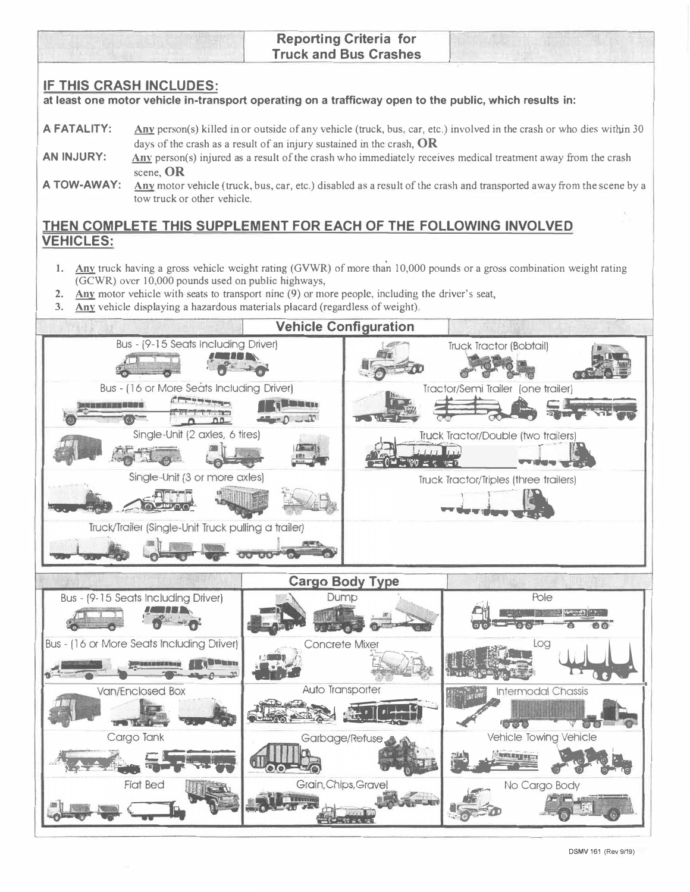## Reporting Criteria for Truck and Bus Crashes

### IF THIS CRASH INCLUDES:

**at least one motor vehicle in-transport operating on a trafficway open to the public, which results in:**

**A FATALITY:** Any person(s) killed in or outside of any vehicle (truck, bus, car, etc.) involved in the crash or who dies within 30 days of the crash as a result of an injury sustained in the crash, **OR**

**AN INJURY:** Any person(s) injured as a result of the crash who immediately receives medical treatment away from the crash scene, **OR**

**A TOW-AWAY:** Any motor vehicle (truck, bus, car, etc.) disabled as a result of the crash and transported away from the scene by a tow truck or other vehicle.

### THEN COMPLETE THIS SUPPLEMENT FOR EACH OF THE FOLLOWING INVOLVED VEHICLES:

1. Any truck having a gross vehicle weight rating (GVWR) of more than 10,000 pounds or a gross combination weight rating (GCWR) over 10,000 pounds used on public highways,
2. Any motor vehicle with seats to transport nine (9) or more people, including the driver's seat,
3. Any vehicle displaying a hazardous materials placard (regardless of weight).

## Vehicle Configuration

| | |
|---|---|
| Bus - (9-15 Seats Including Driver) | Truck Tractor (Bobtail) |
| Bus - (16 or More Seats Including Driver) | Tractor/Semi Trailer (one trailer) |
| Single-Unit (2 axles, 6 tires) | Truck Tractor/Double (two trailers) |
| Single-Unit (3 or more axles) | Truck Tractor/Triples (three trailers) |
| Truck/Trailer (Single-Unit Truck pulling a trailer) | |

## Cargo Body Type

| | | |
|---|---|---|
| Bus - (9-15 Seats Including Driver) | Dump | Pole |
| Bus - (16 or More Seats Including Driver) | Concrete Mixer | Log |
| Van/Enclosed Box | Auto Transporter | Intermodal Chassis |
| Cargo Tank | Garbage/Refuse | Vehicle Towing Vehicle |
| Flat Bed | Grain, Chips, Gravel | No Cargo Body |

DSMV 161 (Rev 9/19)